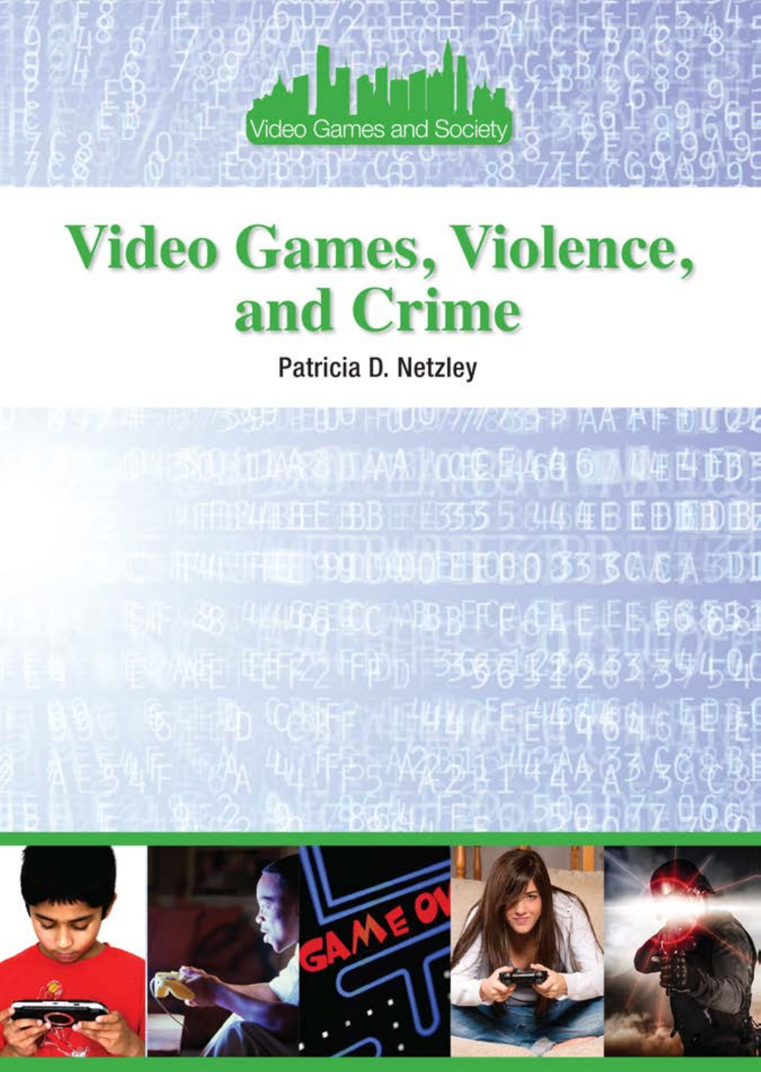Video Games and Society

# Video Games, Violence, and Crime

Patricia D. Netzley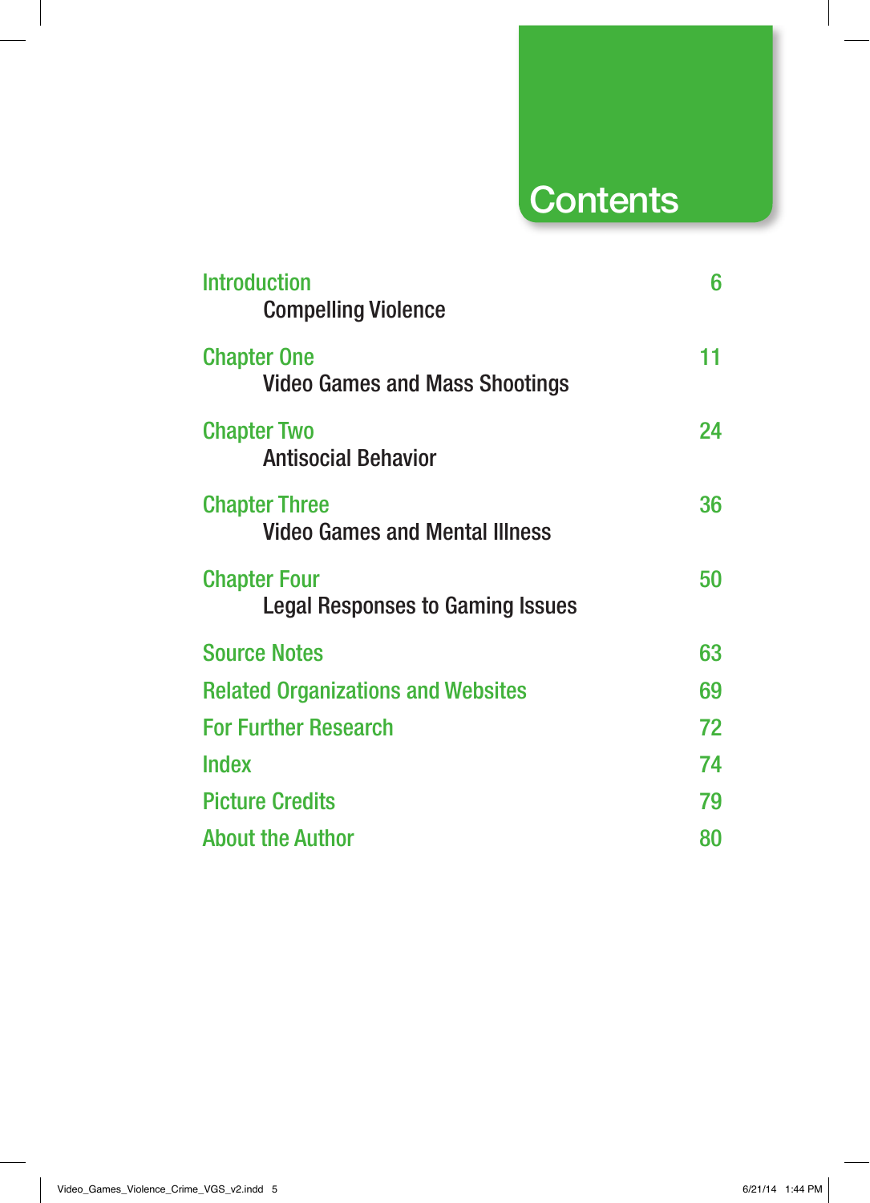# Contents

| | |
|---|---|
| **Introduction** | 6 |
| Compelling Violence | |
| **Chapter One** | 11 |
| Video Games and Mass Shootings | |
| **Chapter Two** | 24 |
| Antisocial Behavior | |
| **Chapter Three** | 36 |
| Video Games and Mental Illness | |
| **Chapter Four** | 50 |
| Legal Responses to Gaming Issues | |
| **Source Notes** | 63 |
| **Related Organizations and Websites** | 69 |
| **For Further Research** | 72 |
| **Index** | 74 |
| **Picture Credits** | 79 |
| **About the Author** | 80 |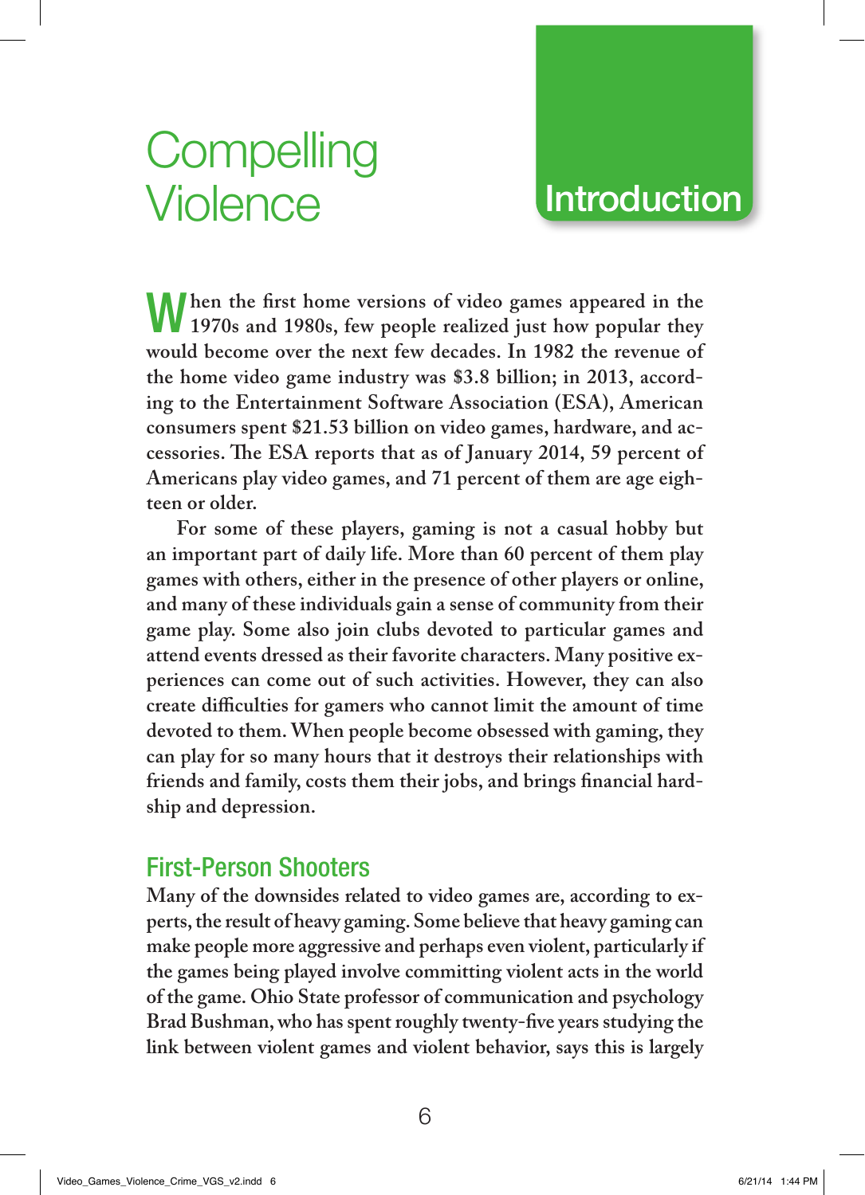# Compelling Violence

## Introduction

When the first home versions of video games appeared in the 1970s and 1980s, few people realized just how popular they would become over the next few decades. In 1982 the revenue of the home video game industry was $3.8 billion; in 2013, according to the Entertainment Software Association (ESA), American consumers spent $21.53 billion on video games, hardware, and accessories. The ESA reports that as of January 2014, 59 percent of Americans play video games, and 71 percent of them are age eighteen or older.

For some of these players, gaming is not a casual hobby but an important part of daily life. More than 60 percent of them play games with others, either in the presence of other players or online, and many of these individuals gain a sense of community from their game play. Some also join clubs devoted to particular games and attend events dressed as their favorite characters. Many positive experiences can come out of such activities. However, they can also create difficulties for gamers who cannot limit the amount of time devoted to them. When people become obsessed with gaming, they can play for so many hours that it destroys their relationships with friends and family, costs them their jobs, and brings financial hardship and depression.

### First-Person Shooters

Many of the downsides related to video games are, according to experts, the result of heavy gaming. Some believe that heavy gaming can make people more aggressive and perhaps even violent, particularly if the games being played involve committing violent acts in the world of the game. Ohio State professor of communication and psychology Brad Bushman, who has spent roughly twenty-five years studying the link between violent games and violent behavior, says this is largely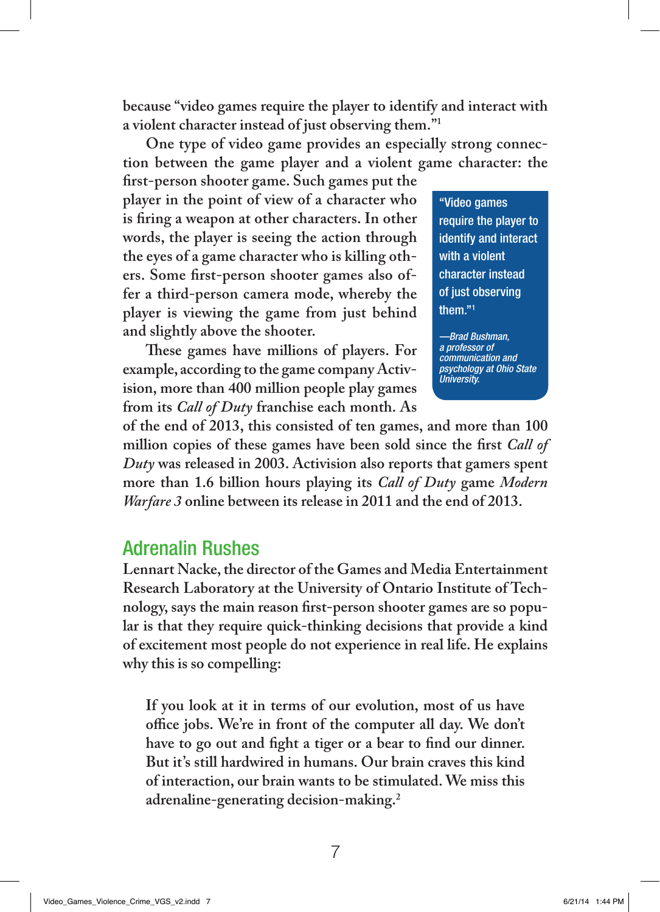because "video games require the player to identify and interact with a violent character instead of just observing them."[1]

One type of video game provides an especially strong connection between the game player and a violent game character: the first-person shooter game. Such games put the player in the point of view of a character who is firing a weapon at other characters. In other words, the player is seeing the action through the eyes of a game character who is killing others. Some first-person shooter games also offer a third-person camera mode, whereby the player is viewing the game from just behind and slightly above the shooter.

> "Video games require the player to identify and interact with a violent character instead of just observing them."[1]
>
> *—Brad Bushman, a professor of communication and psychology at Ohio State University.*

These games have millions of players. For example, according to the game company Activision, more than 400 million people play games from its *Call of Duty* franchise each month. As of the end of 2013, this consisted of ten games, and more than 100 million copies of these games have been sold since the first *Call of Duty* was released in 2003. Activision also reports that gamers spent more than 1.6 billion hours playing its *Call of Duty* game *Modern Warfare 3* online between its release in 2011 and the end of 2013.

## Adrenalin Rushes

Lennart Nacke, the director of the Games and Media Entertainment Research Laboratory at the University of Ontario Institute of Technology, says the main reason first-person shooter games are so popular is that they require quick-thinking decisions that provide a kind of excitement most people do not experience in real life. He explains why this is so compelling:

> If you look at it in terms of our evolution, most of us have office jobs. We're in front of the computer all day. We don't have to go out and fight a tiger or a bear to find our dinner. But it's still hardwired in humans. Our brain craves this kind of interaction, our brain wants to be stimulated. We miss this adrenaline-generating decision-making.[2]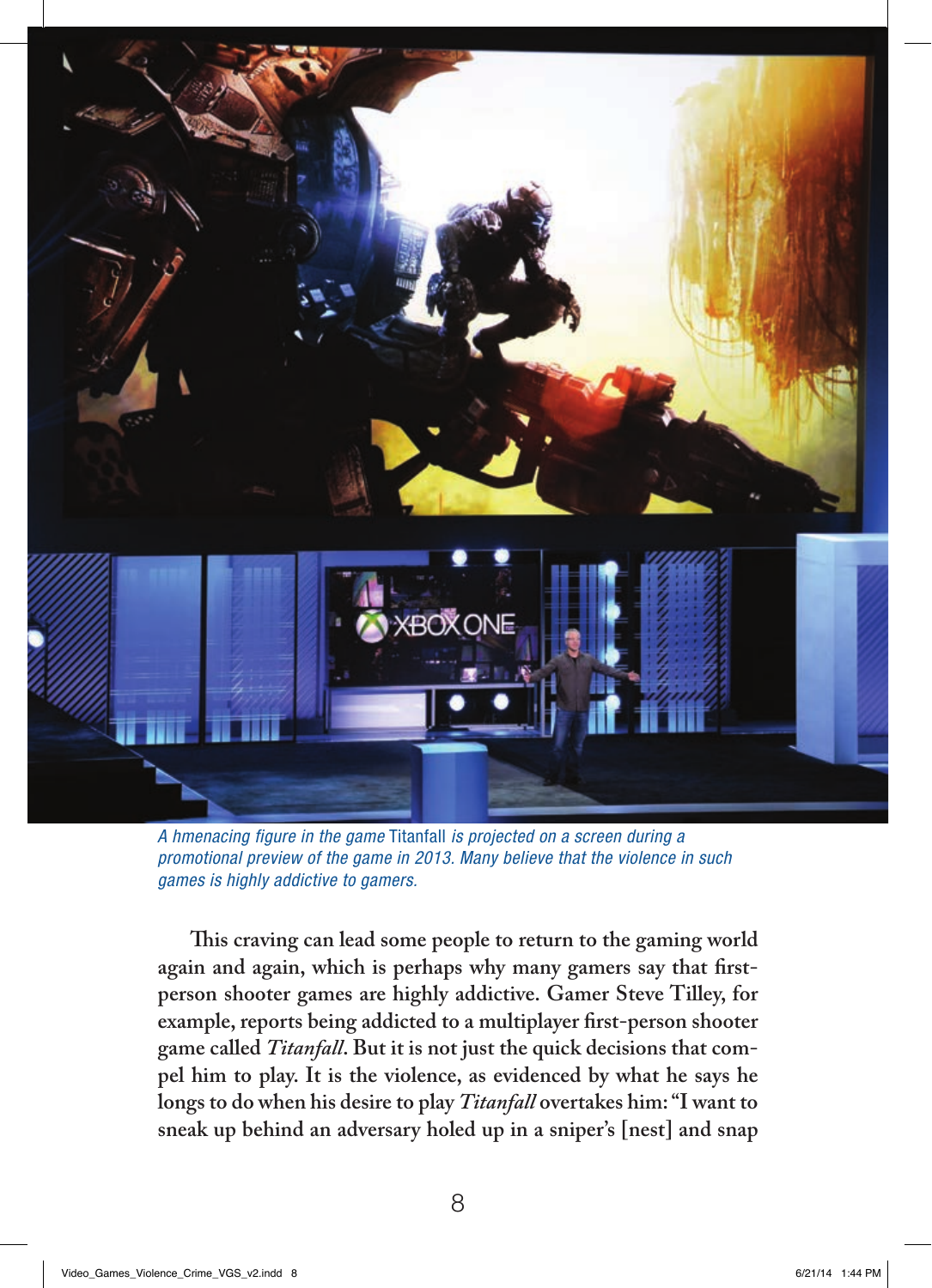*A hmenacing figure in the game* Titanfall *is projected on a screen during a promotional preview of the game in 2013. Many believe that the violence in such games is highly addictive to gamers.*

This craving can lead some people to return to the gaming world again and again, which is perhaps why many gamers say that first-person shooter games are highly addictive. Gamer Steve Tilley, for example, reports being addicted to a multiplayer first-person shooter game called *Titanfall*. But it is not just the quick decisions that compel him to play. It is the violence, as evidenced by what he says he longs to do when his desire to play *Titanfall* overtakes him: "I want to sneak up behind an adversary holed up in a sniper's [nest] and snap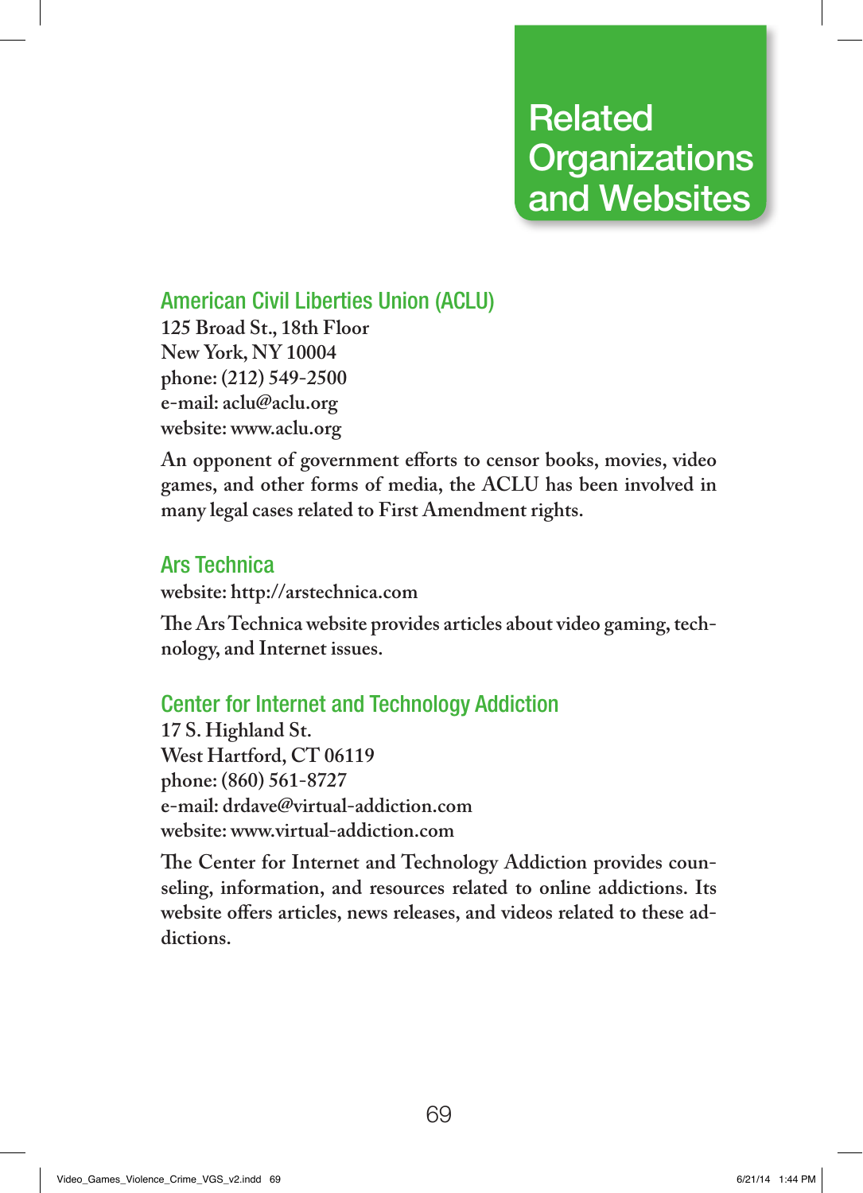# Related Organizations and Websites

## American Civil Liberties Union (ACLU)

125 Broad St., 18th Floor
New York, NY 10004
phone: (212) 549-2500
e-mail: aclu@aclu.org
website: www.aclu.org

An opponent of government efforts to censor books, movies, video games, and other forms of media, the ACLU has been involved in many legal cases related to First Amendment rights.

## Ars Technica

website: http://arstechnica.com

The Ars Technica website provides articles about video gaming, technology, and Internet issues.

## Center for Internet and Technology Addiction

17 S. Highland St.
West Hartford, CT 06119
phone: (860) 561-8727
e-mail: drdave@virtual-addiction.com
website: www.virtual-addiction.com

The Center for Internet and Technology Addiction provides counseling, information, and resources related to online addictions. Its website offers articles, news releases, and videos related to these addictions.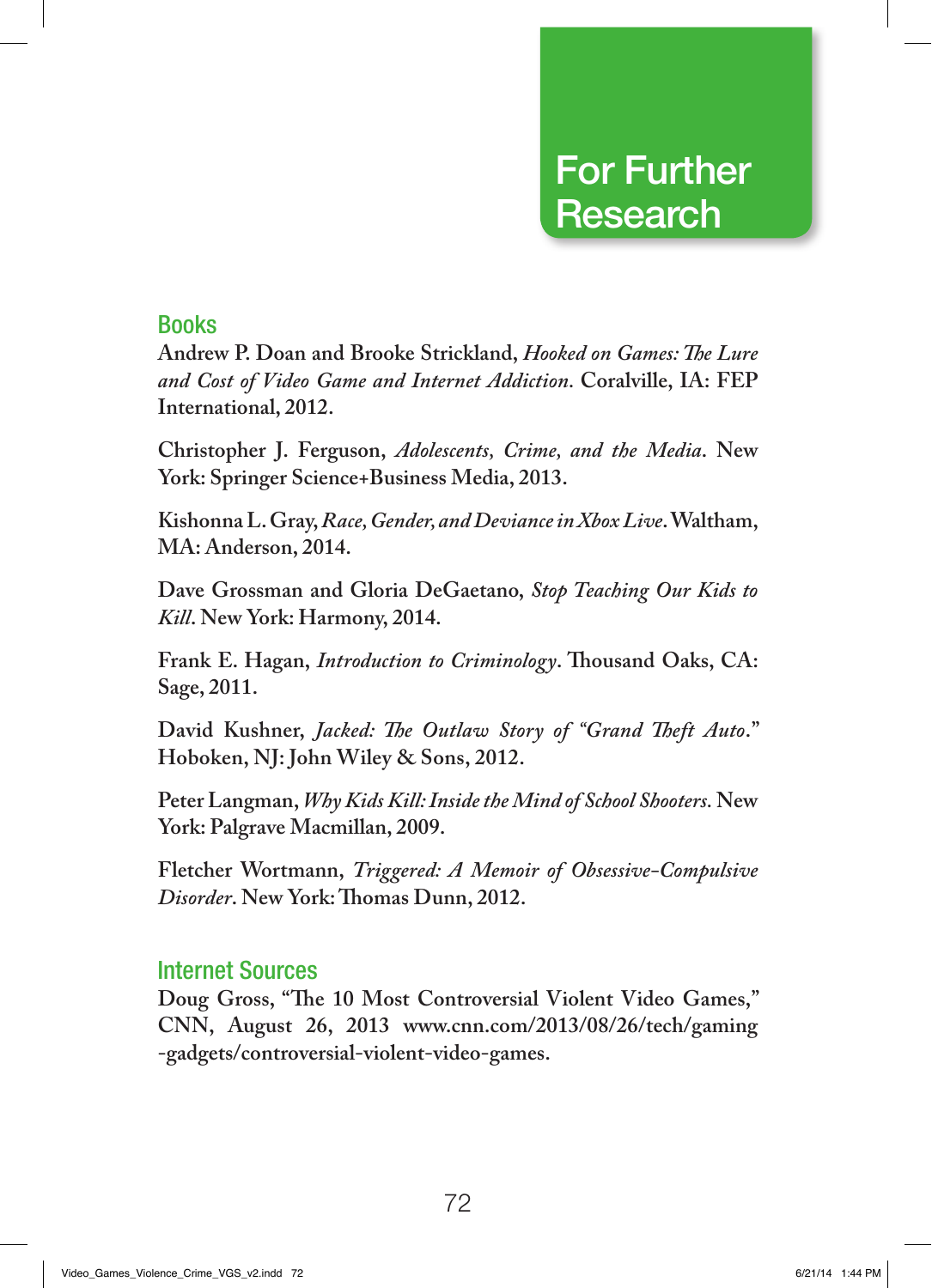# For Further Research

## Books

Andrew P. Doan and Brooke Strickland, *Hooked on Games: The Lure and Cost of Video Game and Internet Addiction*. Coralville, IA: FEP International, 2012.

Christopher J. Ferguson, *Adolescents, Crime, and the Media*. New York: Springer Science+Business Media, 2013.

Kishonna L. Gray, *Race, Gender, and Deviance in Xbox Live*. Waltham, MA: Anderson, 2014.

Dave Grossman and Gloria DeGaetano, *Stop Teaching Our Kids to Kill*. New York: Harmony, 2014.

Frank E. Hagan, *Introduction to Criminology*. Thousand Oaks, CA: Sage, 2011.

David Kushner, *Jacked: The Outlaw Story of "Grand Theft Auto*." Hoboken, NJ: John Wiley & Sons, 2012.

Peter Langman, *Why Kids Kill: Inside the Mind of School Shooters*. New York: Palgrave Macmillan, 2009.

Fletcher Wortmann, *Triggered: A Memoir of Obsessive-Compulsive Disorder*. New York: Thomas Dunn, 2012.

## Internet Sources

Doug Gross, "The 10 Most Controversial Violent Video Games," CNN, August 26, 2013 www.cnn.com/2013/08/26/tech/gaming-gadgets/controversial-violent-video-games.